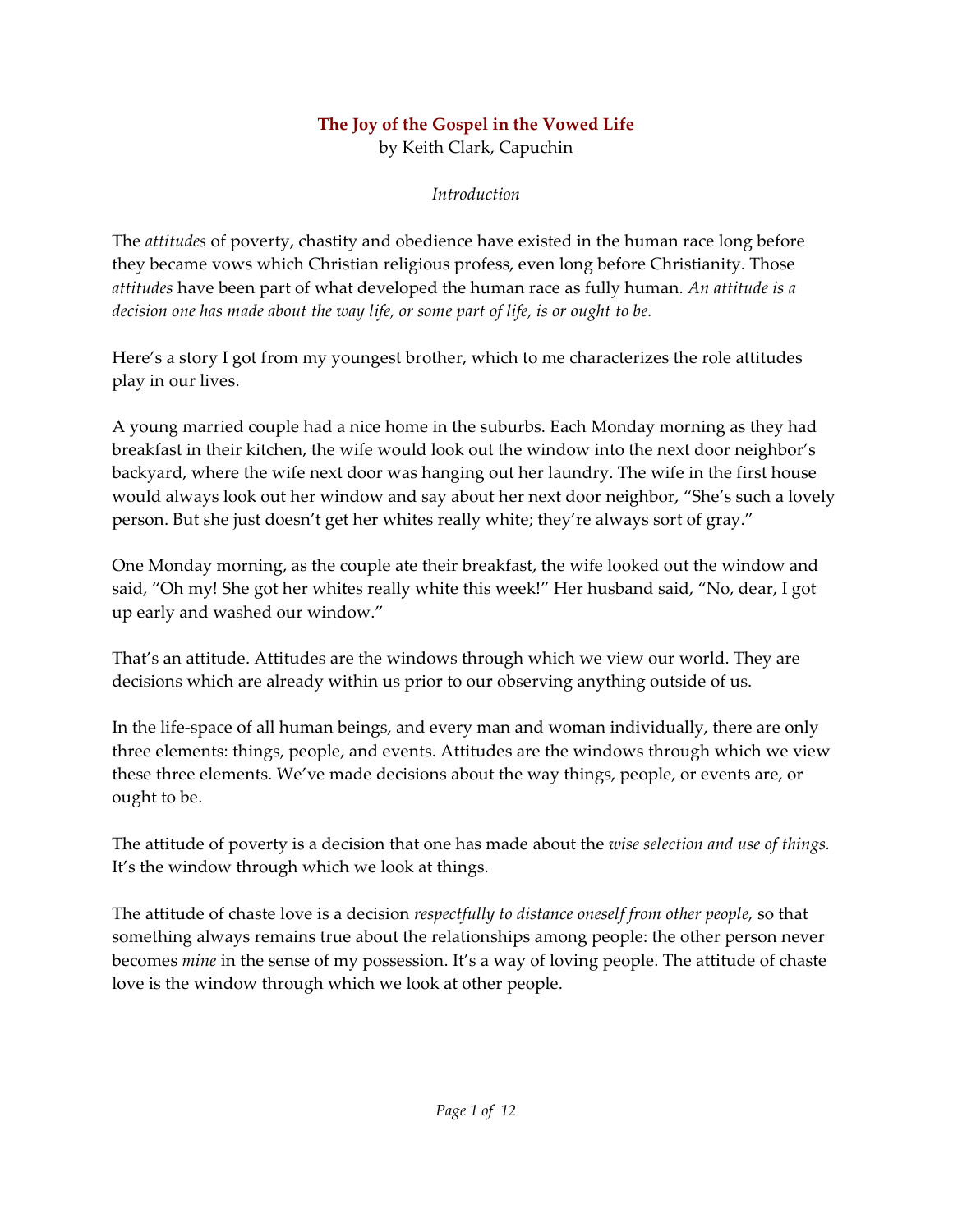# The Joy of the Gospel in the Vowed Life

by Keith Clark, Capuchin

*Introduction*

The *attitudes* of poverty, chastity and obedience have existed in the human race long before they became vows which Christian religious profess, even long before Christianity. Those *attitudes* have been part of what developed the human race as fully human. *An attitude is a decision one has made about the way life, or some part of life, is or ought to be.*

Here's a story I got from my youngest brother, which to me characterizes the role attitudes play in our lives.

A young married couple had a nice home in the suburbs. Each Monday morning as they had breakfast in their kitchen, the wife would look out the window into the next door neighbor's backyard, where the wife next door was hanging out her laundry. The wife in the first house would always look out her window and say about her next door neighbor, "She's such a lovely person. But she just doesn't get her whites really white; they're always sort of gray."

One Monday morning, as the couple ate their breakfast, the wife looked out the window and said, "Oh my! She got her whites really white this week!" Her husband said, "No, dear, I got up early and washed our window."

That's an attitude. Attitudes are the windows through which we view our world. They are decisions which are already within us prior to our observing anything outside of us.

In the life-space of all human beings, and every man and woman individually, there are only three elements: things, people, and events. Attitudes are the windows through which we view these three elements. We've made decisions about the way things, people, or events are, or ought to be.

The attitude of poverty is a decision that one has made about the *wise selection and use of things.* It's the window through which we look at things.

The attitude of chaste love is a decision *respectfully to distance oneself from other people,* so that something always remains true about the relationships among people: the other person never becomes *mine* in the sense of my possession. It's a way of loving people. The attitude of chaste love is the window through which we look at other people.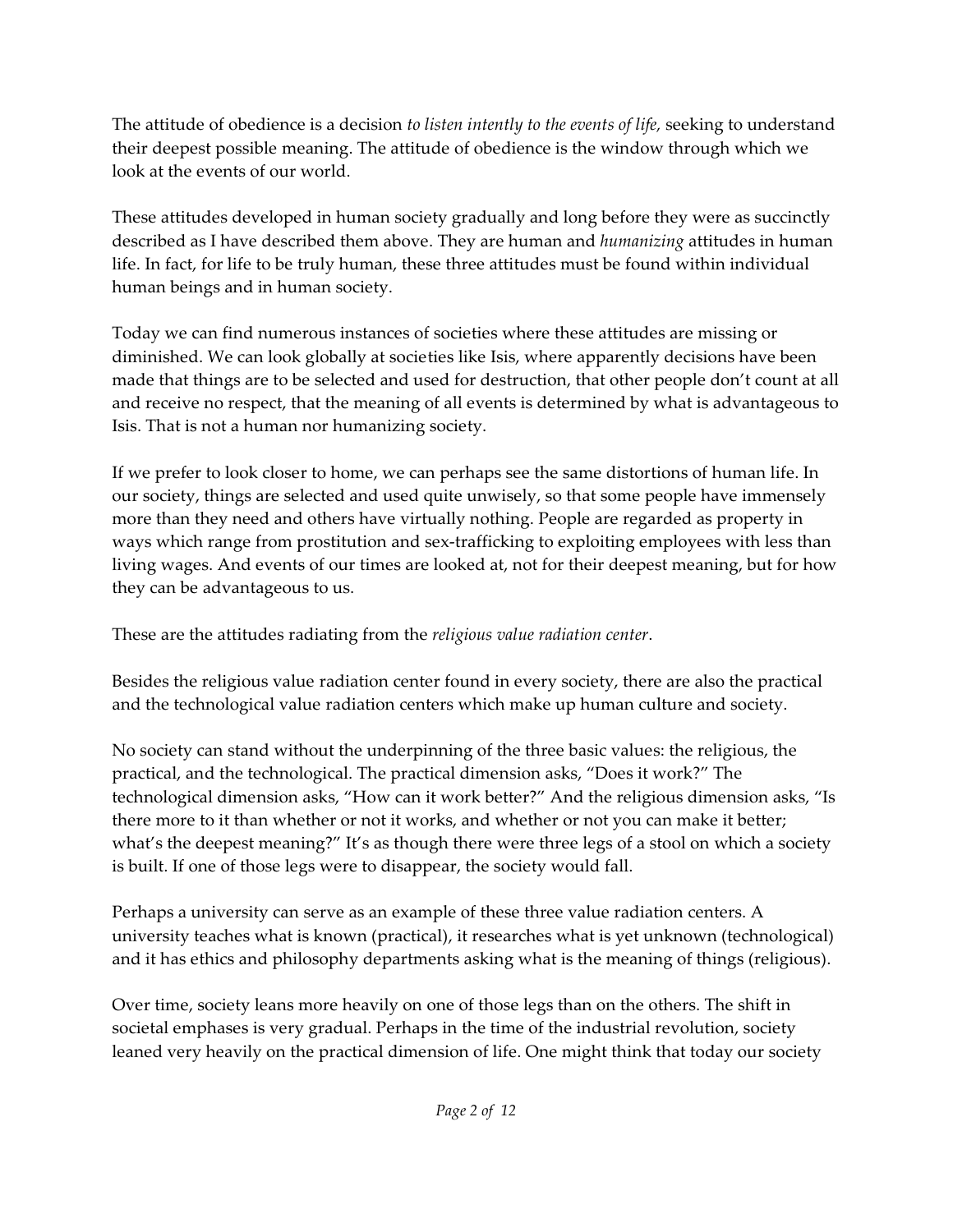The attitude of obedience is a decision *to listen intently to the events of life,* seeking to understand their deepest possible meaning. The attitude of obedience is the window through which we look at the events of our world.

These attitudes developed in human society gradually and long before they were as succinctly described as I have described them above. They are human and *humanizing* attitudes in human life. In fact, for life to be truly human, these three attitudes must be found within individual human beings and in human society.

Today we can find numerous instances of societies where these attitudes are missing or diminished. We can look globally at societies like Isis, where apparently decisions have been made that things are to be selected and used for destruction, that other people don't count at all and receive no respect, that the meaning of all events is determined by what is advantageous to Isis. That is not a human nor humanizing society.

If we prefer to look closer to home, we can perhaps see the same distortions of human life. In our society, things are selected and used quite unwisely, so that some people have immensely more than they need and others have virtually nothing. People are regarded as property in ways which range from prostitution and sex-trafficking to exploiting employees with less than living wages. And events of our times are looked at, not for their deepest meaning, but for how they can be advantageous to us.

These are the attitudes radiating from the *religious value radiation center*.

Besides the religious value radiation center found in every society, there are also the practical and the technological value radiation centers which make up human culture and society.

No society can stand without the underpinning of the three basic values: the religious, the practical, and the technological. The practical dimension asks, "Does it work?" The technological dimension asks, "How can it work better?" And the religious dimension asks, "Is there more to it than whether or not it works, and whether or not you can make it better; what's the deepest meaning?" It's as though there were three legs of a stool on which a society is built. If one of those legs were to disappear, the society would fall.

Perhaps a university can serve as an example of these three value radiation centers. A university teaches what is known (practical), it researches what is yet unknown (technological) and it has ethics and philosophy departments asking what is the meaning of things (religious).

Over time, society leans more heavily on one of those legs than on the others. The shift in societal emphases is very gradual. Perhaps in the time of the industrial revolution, society leaned very heavily on the practical dimension of life. One might think that today our society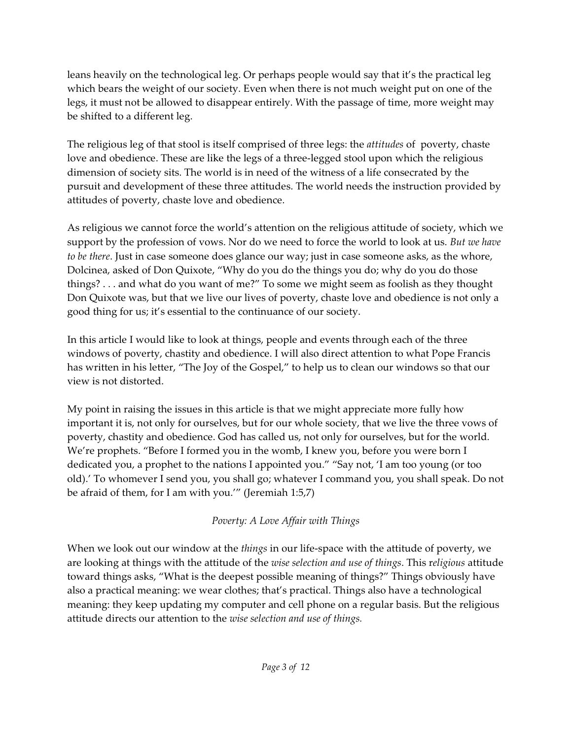leans heavily on the technological leg. Or perhaps people would say that it's the practical leg which bears the weight of our society. Even when there is not much weight put on one of the legs, it must not be allowed to disappear entirely. With the passage of time, more weight may be shifted to a different leg.

The religious leg of that stool is itself comprised of three legs: the *attitudes* of poverty, chaste love and obedience. These are like the legs of a three-legged stool upon which the religious dimension of society sits. The world is in need of the witness of a life consecrated by the pursuit and development of these three attitudes. The world needs the instruction provided by attitudes of poverty, chaste love and obedience.

As religious we cannot force the world's attention on the religious attitude of society, which we support by the profession of vows. Nor do we need to force the world to look at us. *But we have to be there*. Just in case someone does glance our way; just in case someone asks, as the whore, Dolcinea, asked of Don Quixote, "Why do you do the things you do; why do you do those things? . . . and what do you want of me?" To some we might seem as foolish as they thought Don Quixote was, but that we live our lives of poverty, chaste love and obedience is not only a good thing for us; it's essential to the continuance of our society.

In this article I would like to look at things, people and events through each of the three windows of poverty, chastity and obedience. I will also direct attention to what Pope Francis has written in his letter, "The Joy of the Gospel," to help us to clean our windows so that our view is not distorted.

My point in raising the issues in this article is that we might appreciate more fully how important it is, not only for ourselves, but for our whole society, that we live the three vows of poverty, chastity and obedience. God has called us, not only for ourselves, but for the world. We're prophets. "Before I formed you in the womb, I knew you, before you were born I dedicated you, a prophet to the nations I appointed you." "Say not, 'I am too young (or too old).' To whomever I send you, you shall go; whatever I command you, you shall speak. Do not be afraid of them, for I am with you.'" (Jeremiah 1:5,7)

### *Poverty: A Love Affair with Things*

When we look out our window at the *things* in our life-space with the attitude of poverty, we are looking at things with the attitude of the *wise selection and use of things*. This r*eligious* attitude toward things asks, "What is the deepest possible meaning of things?" Things obviously have also a practical meaning: we wear clothes; that's practical. Things also have a technological meaning: they keep updating my computer and cell phone on a regular basis. But the religious attitude directs our attention to the *wise selection and use of things.*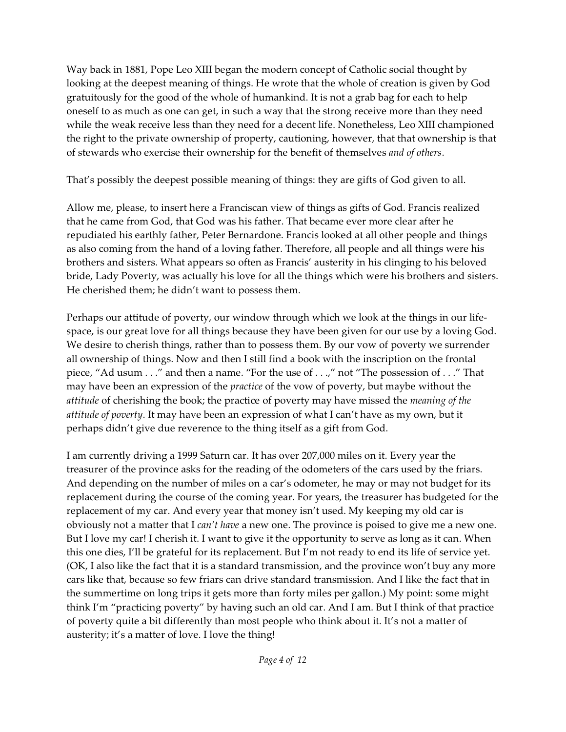Way back in 1881, Pope Leo XIII began the modern concept of Catholic social thought by looking at the deepest meaning of things. He wrote that the whole of creation is given by God gratuitously for the good of the whole of humankind. It is not a grab bag for each to help oneself to as much as one can get, in such a way that the strong receive more than they need while the weak receive less than they need for a decent life. Nonetheless, Leo XIII championed the right to the private ownership of property, cautioning, however, that that ownership is that of stewards who exercise their ownership for the benefit of themselves *and of others*.

That's possibly the deepest possible meaning of things: they are gifts of God given to all.

Allow me, please, to insert here a Franciscan view of things as gifts of God. Francis realized that he came from God, that God was his father. That became ever more clear after he repudiated his earthly father, Peter Bernardone. Francis looked at all other people and things as also coming from the hand of a loving father. Therefore, all people and all things were his brothers and sisters. What appears so often as Francis' austerity in his clinging to his beloved bride, Lady Poverty, was actually his love for all the things which were his brothers and sisters. He cherished them; he didn't want to possess them.

Perhaps our attitude of poverty, our window through which we look at the things in our life-space, is our great love for all things because they have been given for our use by a loving God. We desire to cherish things, rather than to possess them. By our vow of poverty we surrender all ownership of things. Now and then I still find a book with the inscription on the frontal piece, "Ad usum . . ." and then a name. "For the use of . . .," not "The possession of . . ." That may have been an expression of the *practice* of the vow of poverty, but maybe without the *attitude* of cherishing the book; the practice of poverty may have missed the *meaning of the attitude of poverty*. It may have been an expression of what I can't have as my own, but it perhaps didn't give due reverence to the thing itself as a gift from God.

I am currently driving a 1999 Saturn car. It has over 207,000 miles on it. Every year the treasurer of the province asks for the reading of the odometers of the cars used by the friars. And depending on the number of miles on a car's odometer, he may or may not budget for its replacement during the course of the coming year. For years, the treasurer has budgeted for the replacement of my car. And every year that money isn't used. My keeping my old car is obviously not a matter that I *can't have* a new one. The province is poised to give me a new one. But I love my car! I cherish it. I want to give it the opportunity to serve as long as it can. When this one dies, I'll be grateful for its replacement. But I'm not ready to end its life of service yet. (OK, I also like the fact that it is a standard transmission, and the province won't buy any more cars like that, because so few friars can drive standard transmission. And I like the fact that in the summertime on long trips it gets more than forty miles per gallon.) My point: some might think I'm "practicing poverty" by having such an old car. And I am. But I think of that practice of poverty quite a bit differently than most people who think about it. It's not a matter of austerity; it's a matter of love. I love the thing!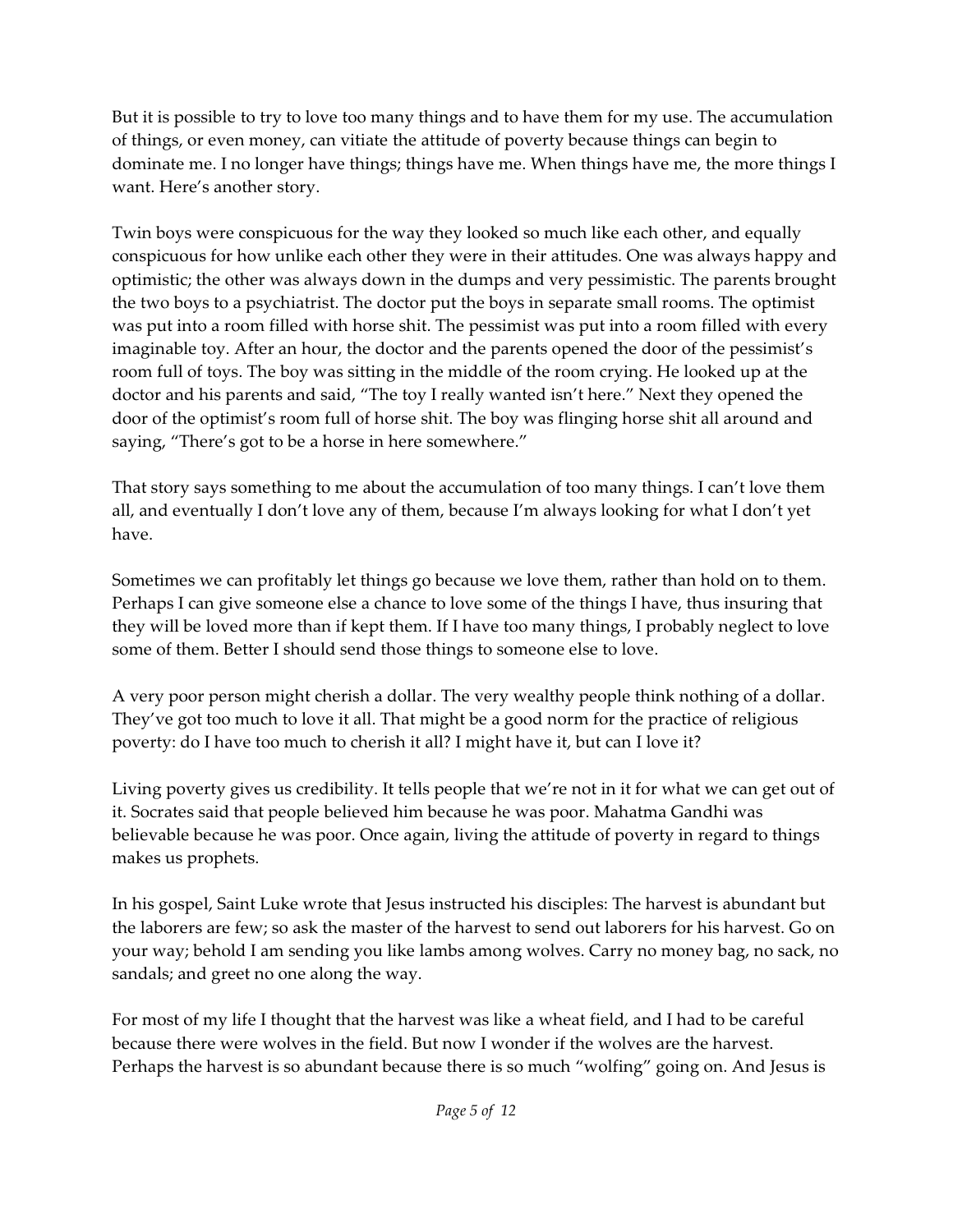But it is possible to try to love too many things and to have them for my use. The accumulation of things, or even money, can vitiate the attitude of poverty because things can begin to dominate me. I no longer have things; things have me. When things have me, the more things I want. Here's another story.

Twin boys were conspicuous for the way they looked so much like each other, and equally conspicuous for how unlike each other they were in their attitudes. One was always happy and optimistic; the other was always down in the dumps and very pessimistic. The parents brought the two boys to a psychiatrist. The doctor put the boys in separate small rooms. The optimist was put into a room filled with horse shit. The pessimist was put into a room filled with every imaginable toy. After an hour, the doctor and the parents opened the door of the pessimist's room full of toys. The boy was sitting in the middle of the room crying. He looked up at the doctor and his parents and said, "The toy I really wanted isn't here." Next they opened the door of the optimist's room full of horse shit. The boy was flinging horse shit all around and saying, "There's got to be a horse in here somewhere."

That story says something to me about the accumulation of too many things. I can't love them all, and eventually I don't love any of them, because I'm always looking for what I don't yet have.

Sometimes we can profitably let things go because we love them, rather than hold on to them. Perhaps I can give someone else a chance to love some of the things I have, thus insuring that they will be loved more than if kept them. If I have too many things, I probably neglect to love some of them. Better I should send those things to someone else to love.

A very poor person might cherish a dollar. The very wealthy people think nothing of a dollar. They've got too much to love it all. That might be a good norm for the practice of religious poverty: do I have too much to cherish it all? I might have it, but can I love it?

Living poverty gives us credibility. It tells people that we're not in it for what we can get out of it. Socrates said that people believed him because he was poor. Mahatma Gandhi was believable because he was poor. Once again, living the attitude of poverty in regard to things makes us prophets.

In his gospel, Saint Luke wrote that Jesus instructed his disciples: The harvest is abundant but the laborers are few; so ask the master of the harvest to send out laborers for his harvest. Go on your way; behold I am sending you like lambs among wolves. Carry no money bag, no sack, no sandals; and greet no one along the way.

For most of my life I thought that the harvest was like a wheat field, and I had to be careful because there were wolves in the field. But now I wonder if the wolves are the harvest. Perhaps the harvest is so abundant because there is so much "wolfing" going on. And Jesus is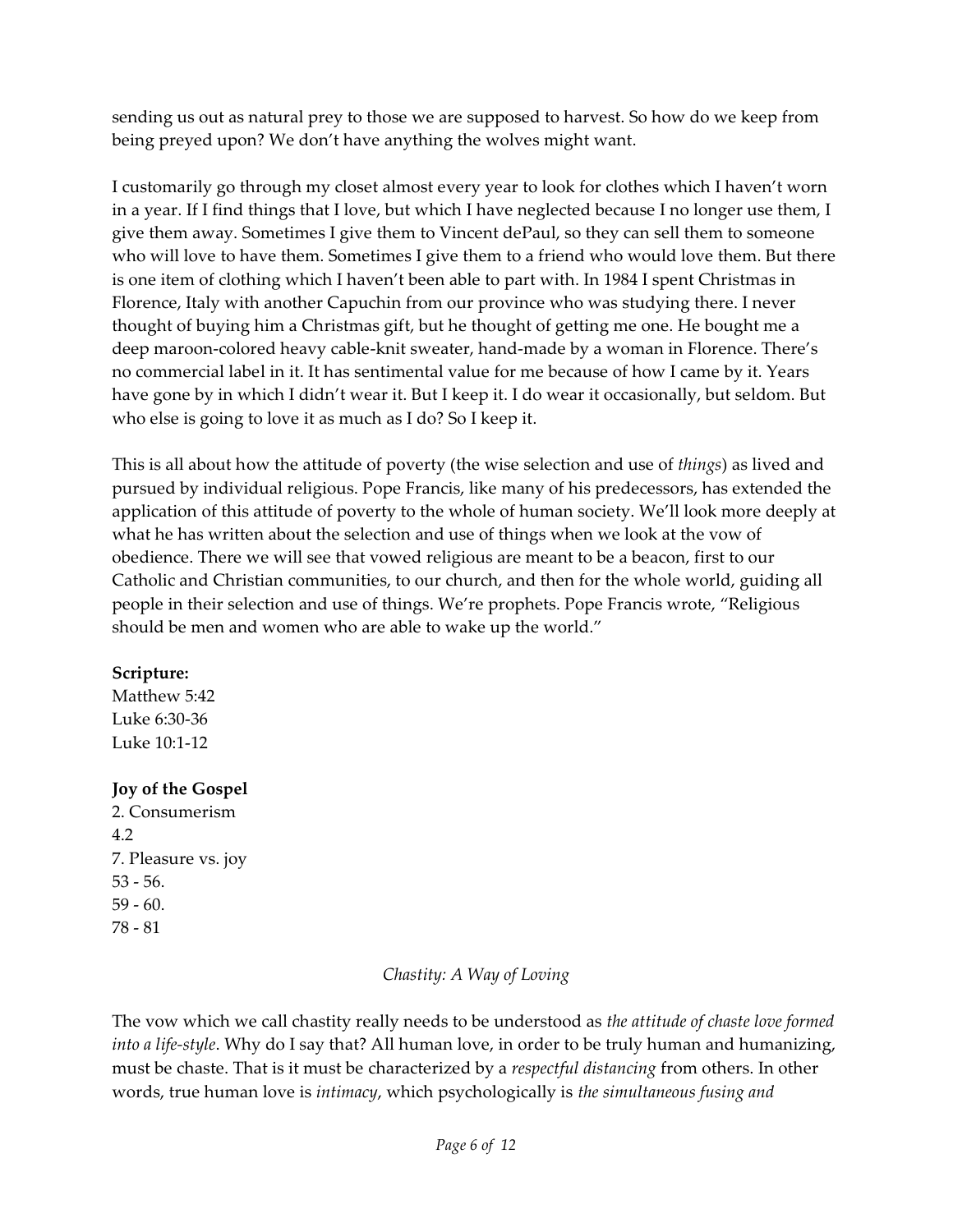sending us out as natural prey to those we are supposed to harvest. So how do we keep from being preyed upon? We don't have anything the wolves might want.

I customarily go through my closet almost every year to look for clothes which I haven't worn in a year. If I find things that I love, but which I have neglected because I no longer use them, I give them away. Sometimes I give them to Vincent dePaul, so they can sell them to someone who will love to have them. Sometimes I give them to a friend who would love them. But there is one item of clothing which I haven't been able to part with. In 1984 I spent Christmas in Florence, Italy with another Capuchin from our province who was studying there. I never thought of buying him a Christmas gift, but he thought of getting me one. He bought me a deep maroon-colored heavy cable-knit sweater, hand-made by a woman in Florence. There's no commercial label in it. It has sentimental value for me because of how I came by it. Years have gone by in which I didn't wear it. But I keep it. I do wear it occasionally, but seldom. But who else is going to love it as much as I do? So I keep it.

This is all about how the attitude of poverty (the wise selection and use of *things*) as lived and pursued by individual religious. Pope Francis, like many of his predecessors, has extended the application of this attitude of poverty to the whole of human society. We'll look more deeply at what he has written about the selection and use of things when we look at the vow of obedience. There we will see that vowed religious are meant to be a beacon, first to our Catholic and Christian communities, to our church, and then for the whole world, guiding all people in their selection and use of things. We're prophets. Pope Francis wrote, "Religious should be men and women who are able to wake up the world."

**Scripture:**
Matthew 5:42
Luke 6:30-36
Luke 10:1-12

**Joy of the Gospel**
2. Consumerism
4.2
7. Pleasure vs. joy
53 - 56.
59 - 60.
78 - 81

*Chastity: A Way of Loving*

The vow which we call chastity really needs to be understood as *the attitude of chaste love formed into a life-style*. Why do I say that? All human love, in order to be truly human and humanizing, must be chaste. That is it must be characterized by a *respectful distancing* from others. In other words, true human love is *intimacy*, which psychologically is *the simultaneous fusing and*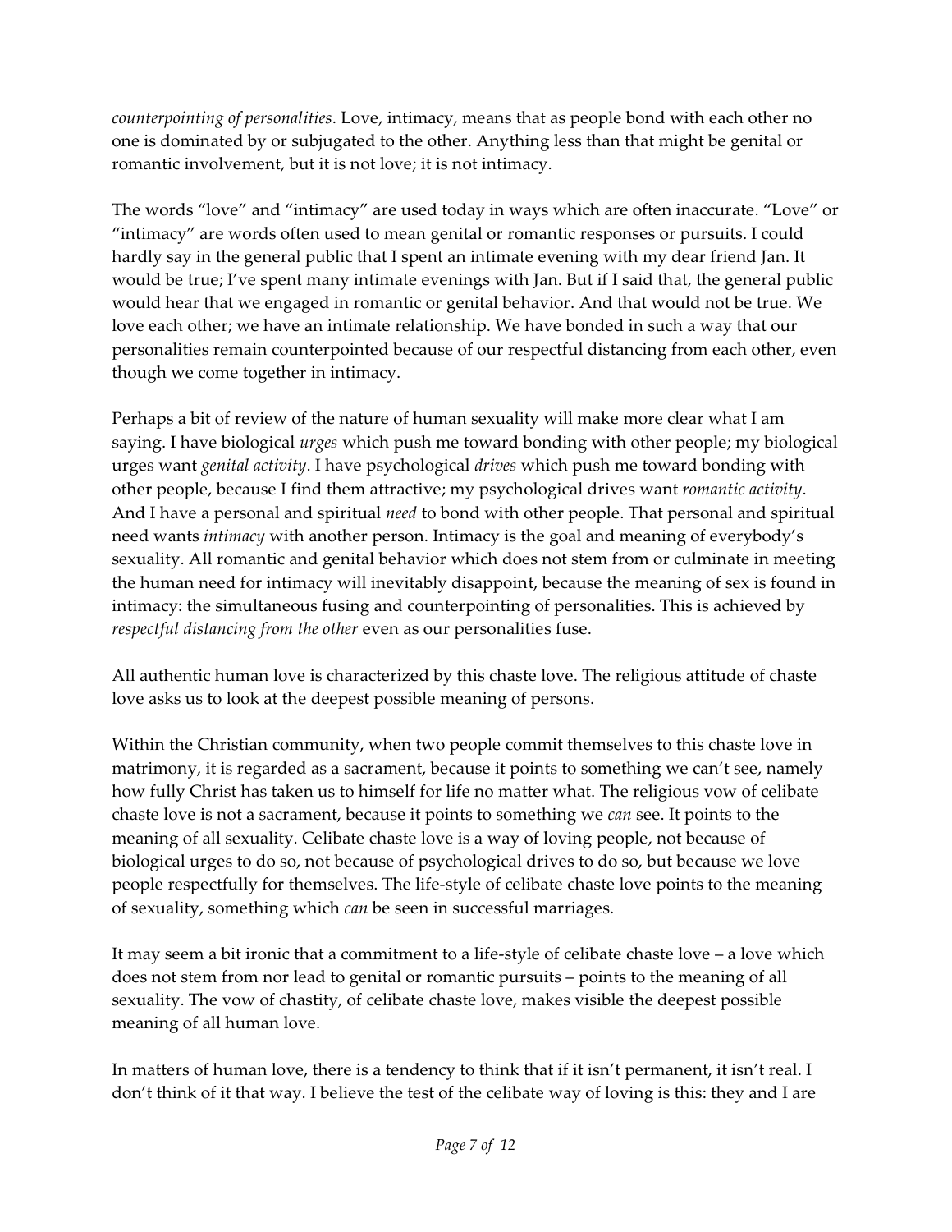*counterpointing of personalities*. Love, intimacy, means that as people bond with each other no one is dominated by or subjugated to the other. Anything less than that might be genital or romantic involvement, but it is not love; it is not intimacy.

The words "love" and "intimacy" are used today in ways which are often inaccurate. "Love" or "intimacy" are words often used to mean genital or romantic responses or pursuits. I could hardly say in the general public that I spent an intimate evening with my dear friend Jan. It would be true; I've spent many intimate evenings with Jan. But if I said that, the general public would hear that we engaged in romantic or genital behavior. And that would not be true. We love each other; we have an intimate relationship. We have bonded in such a way that our personalities remain counterpointed because of our respectful distancing from each other, even though we come together in intimacy.

Perhaps a bit of review of the nature of human sexuality will make more clear what I am saying. I have biological *urges* which push me toward bonding with other people; my biological urges want *genital activity*. I have psychological *drives* which push me toward bonding with other people, because I find them attractive; my psychological drives want *romantic activity*. And I have a personal and spiritual *need* to bond with other people. That personal and spiritual need wants *intimacy* with another person. Intimacy is the goal and meaning of everybody's sexuality. All romantic and genital behavior which does not stem from or culminate in meeting the human need for intimacy will inevitably disappoint, because the meaning of sex is found in intimacy: the simultaneous fusing and counterpointing of personalities. This is achieved by *respectful distancing from the other* even as our personalities fuse.

All authentic human love is characterized by this chaste love. The religious attitude of chaste love asks us to look at the deepest possible meaning of persons.

Within the Christian community, when two people commit themselves to this chaste love in matrimony, it is regarded as a sacrament, because it points to something we can't see, namely how fully Christ has taken us to himself for life no matter what. The religious vow of celibate chaste love is not a sacrament, because it points to something we *can* see. It points to the meaning of all sexuality. Celibate chaste love is a way of loving people, not because of biological urges to do so, not because of psychological drives to do so, but because we love people respectfully for themselves. The life-style of celibate chaste love points to the meaning of sexuality, something which *can* be seen in successful marriages.

It may seem a bit ironic that a commitment to a life-style of celibate chaste love – a love which does not stem from nor lead to genital or romantic pursuits – points to the meaning of all sexuality. The vow of chastity, of celibate chaste love, makes visible the deepest possible meaning of all human love.

In matters of human love, there is a tendency to think that if it isn't permanent, it isn't real. I don't think of it that way. I believe the test of the celibate way of loving is this: they and I are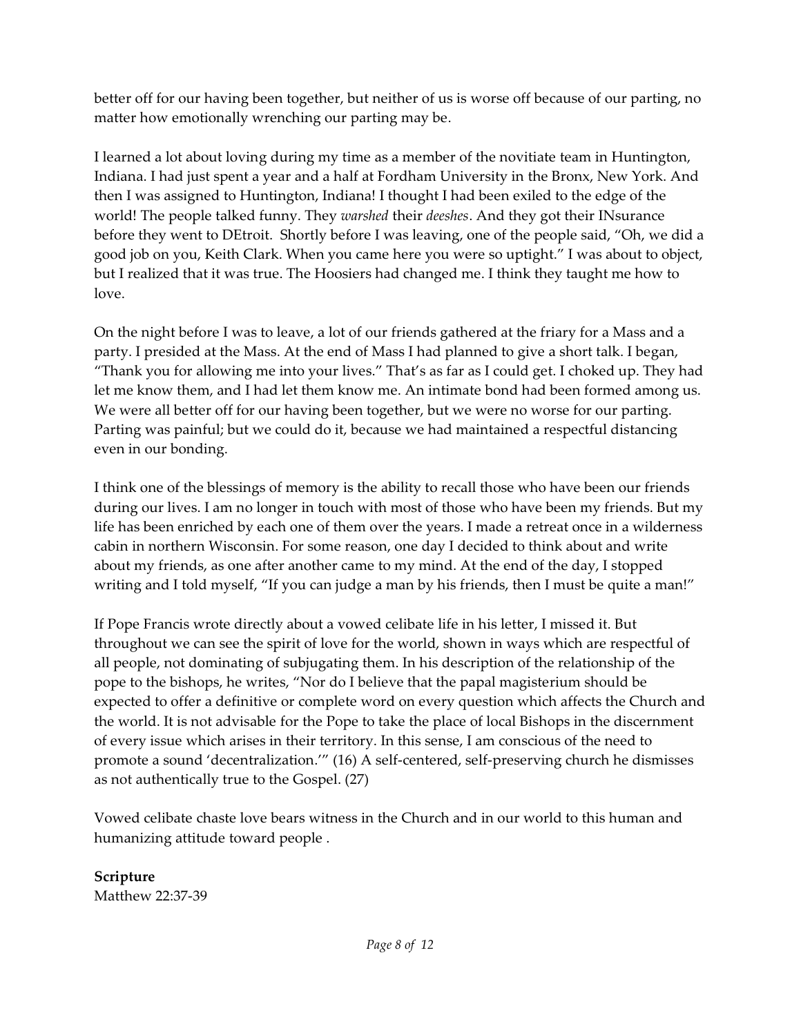better off for our having been together, but neither of us is worse off because of our parting, no matter how emotionally wrenching our parting may be.

I learned a lot about loving during my time as a member of the novitiate team in Huntington, Indiana. I had just spent a year and a half at Fordham University in the Bronx, New York. And then I was assigned to Huntington, Indiana! I thought I had been exiled to the edge of the world! The people talked funny. They *warshed* their *deeshes*. And they got their INsurance before they went to DEtroit. Shortly before I was leaving, one of the people said, "Oh, we did a good job on you, Keith Clark. When you came here you were so uptight." I was about to object, but I realized that it was true. The Hoosiers had changed me. I think they taught me how to love.

On the night before I was to leave, a lot of our friends gathered at the friary for a Mass and a party. I presided at the Mass. At the end of Mass I had planned to give a short talk. I began, "Thank you for allowing me into your lives." That's as far as I could get. I choked up. They had let me know them, and I had let them know me. An intimate bond had been formed among us. We were all better off for our having been together, but we were no worse for our parting. Parting was painful; but we could do it, because we had maintained a respectful distancing even in our bonding.

I think one of the blessings of memory is the ability to recall those who have been our friends during our lives. I am no longer in touch with most of those who have been my friends. But my life has been enriched by each one of them over the years. I made a retreat once in a wilderness cabin in northern Wisconsin. For some reason, one day I decided to think about and write about my friends, as one after another came to my mind. At the end of the day, I stopped writing and I told myself, "If you can judge a man by his friends, then I must be quite a man!"

If Pope Francis wrote directly about a vowed celibate life in his letter, I missed it. But throughout we can see the spirit of love for the world, shown in ways which are respectful of all people, not dominating of subjugating them. In his description of the relationship of the pope to the bishops, he writes, "Nor do I believe that the papal magisterium should be expected to offer a definitive or complete word on every question which affects the Church and the world. It is not advisable for the Pope to take the place of local Bishops in the discernment of every issue which arises in their territory. In this sense, I am conscious of the need to promote a sound 'decentralization.'" (16) A self-centered, self-preserving church he dismisses as not authentically true to the Gospel. (27)

Vowed celibate chaste love bears witness in the Church and in our world to this human and humanizing attitude toward people .

**Scripture**
Matthew 22:37-39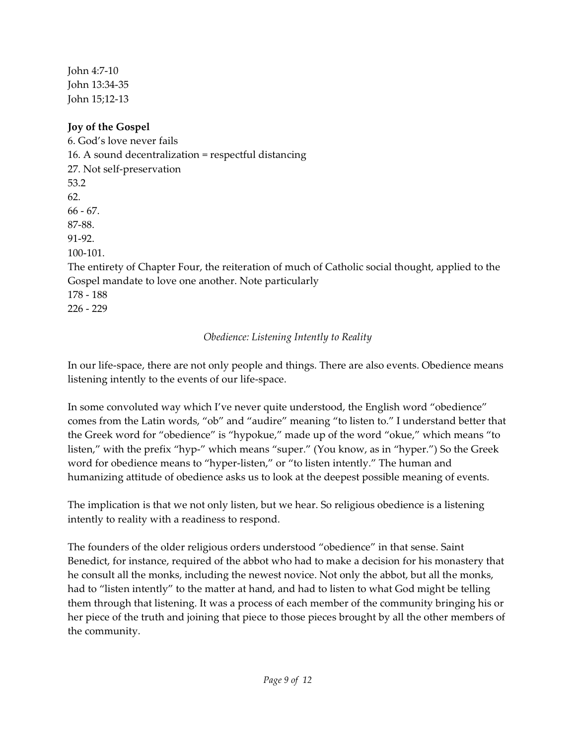John 4:7-10
John 13:34-35
John 15;12-13

**Joy of the Gospel**

6. God's love never fails
16. A sound decentralization = respectful distancing
27. Not self-preservation
53.2
62.
66 - 67.
87-88.
91-92.
100-101.

The entirety of Chapter Four, the reiteration of much of Catholic social thought, applied to the Gospel mandate to love one another. Note particularly
178 - 188
226 - 229

*Obedience: Listening Intently to Reality*

In our life-space, there are not only people and things. There are also events. Obedience means listening intently to the events of our life-space.

In some convoluted way which I've never quite understood, the English word "obedience" comes from the Latin words, "ob" and "audire" meaning "to listen to." I understand better that the Greek word for "obedience" is "hypokue," made up of the word "okue," which means "to listen," with the prefix "hyp-" which means "super." (You know, as in "hyper.") So the Greek word for obedience means to "hyper-listen," or "to listen intently." The human and humanizing attitude of obedience asks us to look at the deepest possible meaning of events.

The implication is that we not only listen, but we hear. So religious obedience is a listening intently to reality with a readiness to respond.

The founders of the older religious orders understood "obedience" in that sense. Saint Benedict, for instance, required of the abbot who had to make a decision for his monastery that he consult all the monks, including the newest novice. Not only the abbot, but all the monks, had to "listen intently" to the matter at hand, and had to listen to what God might be telling them through that listening. It was a process of each member of the community bringing his or her piece of the truth and joining that piece to those pieces brought by all the other members of the community.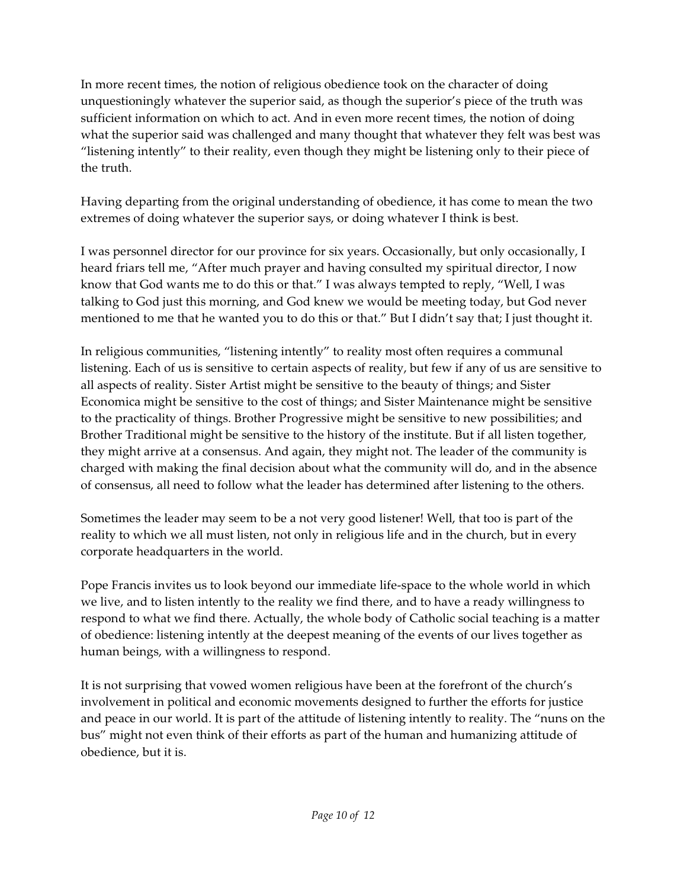In more recent times, the notion of religious obedience took on the character of doing unquestioningly whatever the superior said, as though the superior's piece of the truth was sufficient information on which to act. And in even more recent times, the notion of doing what the superior said was challenged and many thought that whatever they felt was best was "listening intently" to their reality, even though they might be listening only to their piece of the truth.

Having departing from the original understanding of obedience, it has come to mean the two extremes of doing whatever the superior says, or doing whatever I think is best.

I was personnel director for our province for six years. Occasionally, but only occasionally, I heard friars tell me, "After much prayer and having consulted my spiritual director, I now know that God wants me to do this or that." I was always tempted to reply, "Well, I was talking to God just this morning, and God knew we would be meeting today, but God never mentioned to me that he wanted you to do this or that." But I didn't say that; I just thought it.

In religious communities, "listening intently" to reality most often requires a communal listening. Each of us is sensitive to certain aspects of reality, but few if any of us are sensitive to all aspects of reality. Sister Artist might be sensitive to the beauty of things; and Sister Economica might be sensitive to the cost of things; and Sister Maintenance might be sensitive to the practicality of things. Brother Progressive might be sensitive to new possibilities; and Brother Traditional might be sensitive to the history of the institute. But if all listen together, they might arrive at a consensus. And again, they might not. The leader of the community is charged with making the final decision about what the community will do, and in the absence of consensus, all need to follow what the leader has determined after listening to the others.

Sometimes the leader may seem to be a not very good listener! Well, that too is part of the reality to which we all must listen, not only in religious life and in the church, but in every corporate headquarters in the world.

Pope Francis invites us to look beyond our immediate life-space to the whole world in which we live, and to listen intently to the reality we find there, and to have a ready willingness to respond to what we find there. Actually, the whole body of Catholic social teaching is a matter of obedience: listening intently at the deepest meaning of the events of our lives together as human beings, with a willingness to respond.

It is not surprising that vowed women religious have been at the forefront of the church's involvement in political and economic movements designed to further the efforts for justice and peace in our world. It is part of the attitude of listening intently to reality. The "nuns on the bus" might not even think of their efforts as part of the human and humanizing attitude of obedience, but it is.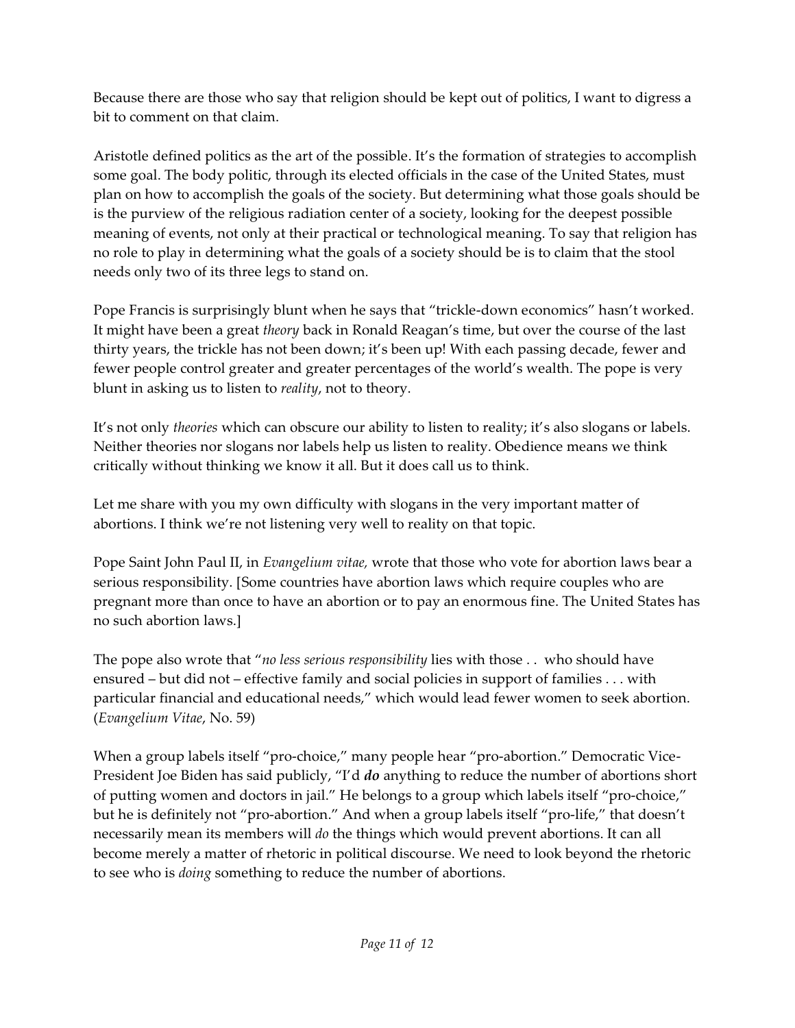Because there are those who say that religion should be kept out of politics, I want to digress a bit to comment on that claim.

Aristotle defined politics as the art of the possible. It's the formation of strategies to accomplish some goal. The body politic, through its elected officials in the case of the United States, must plan on how to accomplish the goals of the society. But determining what those goals should be is the purview of the religious radiation center of a society, looking for the deepest possible meaning of events, not only at their practical or technological meaning. To say that religion has no role to play in determining what the goals of a society should be is to claim that the stool needs only two of its three legs to stand on.

Pope Francis is surprisingly blunt when he says that "trickle-down economics" hasn't worked. It might have been a great *theory* back in Ronald Reagan's time, but over the course of the last thirty years, the trickle has not been down; it's been up! With each passing decade, fewer and fewer people control greater and greater percentages of the world's wealth. The pope is very blunt in asking us to listen to *reality*, not to theory.

It's not only *theories* which can obscure our ability to listen to reality; it's also slogans or labels. Neither theories nor slogans nor labels help us listen to reality. Obedience means we think critically without thinking we know it all. But it does call us to think.

Let me share with you my own difficulty with slogans in the very important matter of abortions. I think we're not listening very well to reality on that topic.

Pope Saint John Paul II, in *Evangelium vitae,* wrote that those who vote for abortion laws bear a serious responsibility. [Some countries have abortion laws which require couples who are pregnant more than once to have an abortion or to pay an enormous fine. The United States has no such abortion laws.]

The pope also wrote that "*no less serious responsibility* lies with those . . who should have ensured – but did not – effective family and social policies in support of families . . . with particular financial and educational needs," which would lead fewer women to seek abortion. (*Evangelium Vitae*, No. 59)

When a group labels itself "pro-choice," many people hear "pro-abortion." Democratic Vice-President Joe Biden has said publicly, "I'd ***do*** anything to reduce the number of abortions short of putting women and doctors in jail." He belongs to a group which labels itself "pro-choice," but he is definitely not "pro-abortion." And when a group labels itself "pro-life," that doesn't necessarily mean its members will *do* the things which would prevent abortions. It can all become merely a matter of rhetoric in political discourse. We need to look beyond the rhetoric to see who is *doing* something to reduce the number of abortions.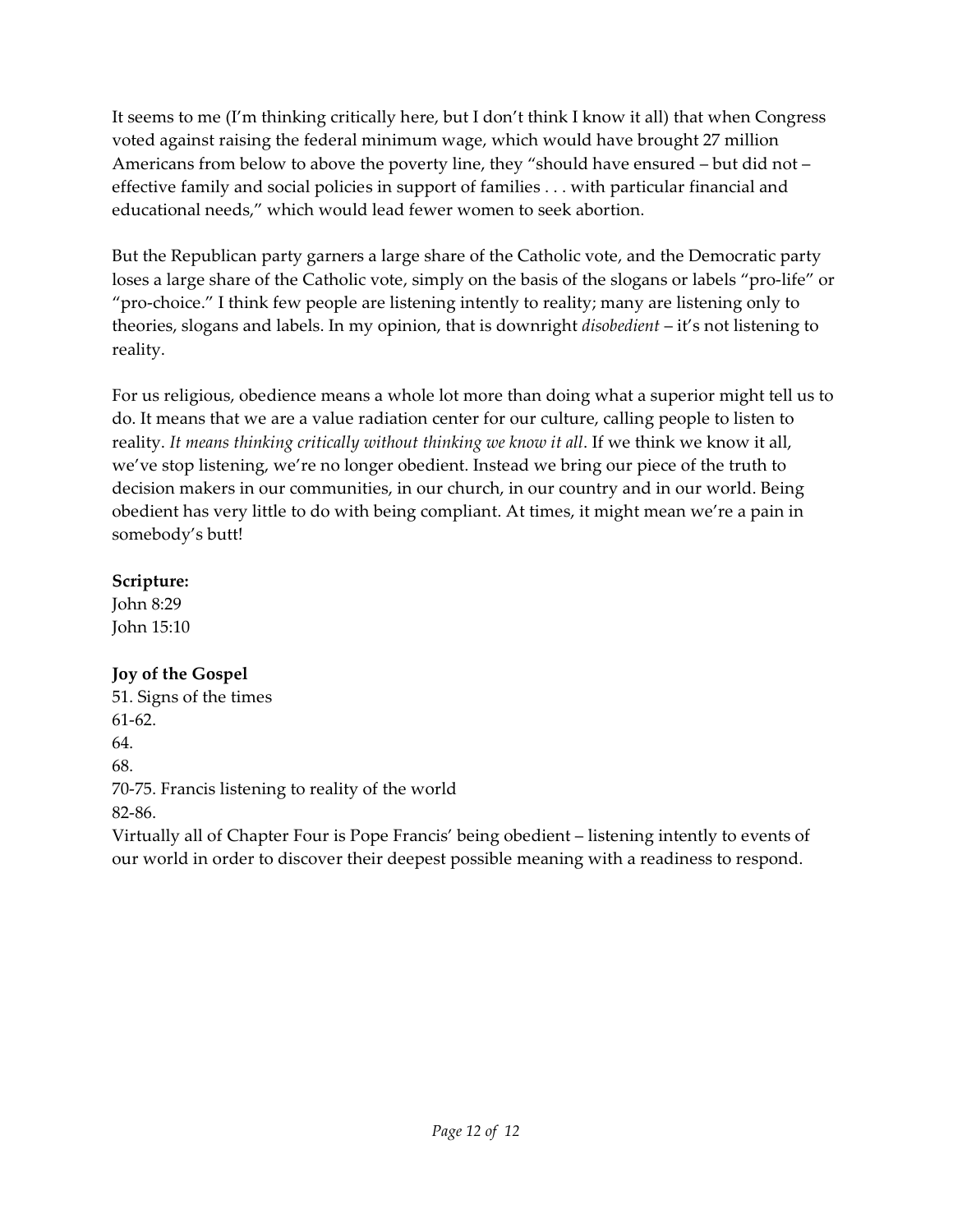It seems to me (I'm thinking critically here, but I don't think I know it all) that when Congress voted against raising the federal minimum wage, which would have brought 27 million Americans from below to above the poverty line, they "should have ensured – but did not – effective family and social policies in support of families . . . with particular financial and educational needs," which would lead fewer women to seek abortion.

But the Republican party garners a large share of the Catholic vote, and the Democratic party loses a large share of the Catholic vote, simply on the basis of the slogans or labels "pro-life" or "pro-choice." I think few people are listening intently to reality; many are listening only to theories, slogans and labels. In my opinion, that is downright *disobedient* – it's not listening to reality.

For us religious, obedience means a whole lot more than doing what a superior might tell us to do. It means that we are a value radiation center for our culture, calling people to listen to reality. *It means thinking critically without thinking we know it all*. If we think we know it all, we've stop listening, we're no longer obedient. Instead we bring our piece of the truth to decision makers in our communities, in our church, in our country and in our world. Being obedient has very little to do with being compliant. At times, it might mean we're a pain in somebody's butt!

**Scripture:**
John 8:29
John 15:10

**Joy of the Gospel**
51. Signs of the times
61-62.
64.
68.
70-75. Francis listening to reality of the world
82-86.
Virtually all of Chapter Four is Pope Francis' being obedient – listening intently to events of our world in order to discover their deepest possible meaning with a readiness to respond.